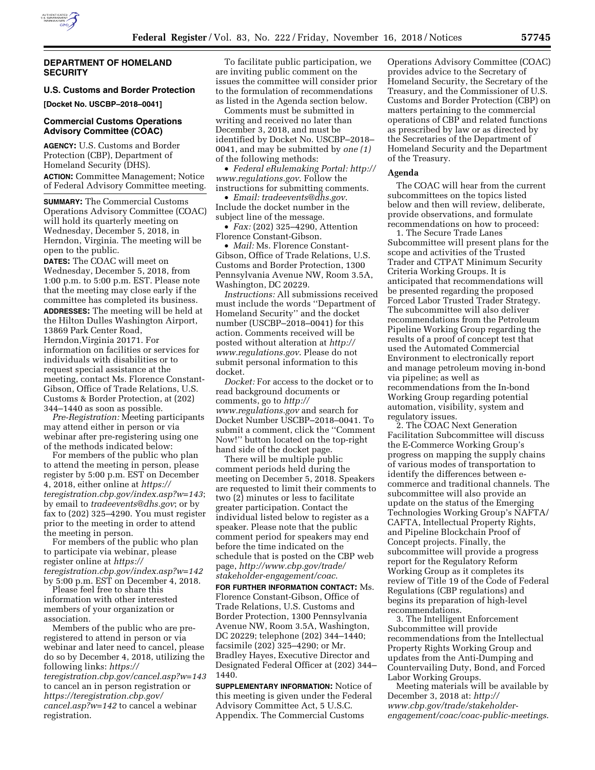## DEPARTMENT OF HOMELAND SECURITY

### U.S. Customs and Border Protection

**[Docket No. USCBP–2018–0041]**

### Commercial Customs Operations Advisory Committee (COAC)

**AGENCY:** U.S. Customs and Border Protection (CBP), Department of Homeland Security (DHS).

**ACTION:** Committee Management; Notice of Federal Advisory Committee meeting.

**SUMMARY:** The Commercial Customs Operations Advisory Committee (COAC) will hold its quarterly meeting on Wednesday, December 5, 2018, in Herndon, Virginia. The meeting will be open to the public.

**DATES:** The COAC will meet on Wednesday, December 5, 2018, from 1:00 p.m. to 5:00 p.m. EST. Please note that the meeting may close early if the committee has completed its business.

**ADDRESSES:** The meeting will be held at the Hilton Dulles Washington Airport, 13869 Park Center Road, Herndon,Virginia 20171. For information on facilities or services for individuals with disabilities or to request special assistance at the meeting, contact Ms. Florence Constant-Gibson, Office of Trade Relations, U.S. Customs & Border Protection, at (202) 344–1440 as soon as possible.

*Pre-Registration:* Meeting participants may attend either in person or via webinar after pre-registering using one of the methods indicated below:

For members of the public who plan to attend the meeting in person, please register by 5:00 p.m. EST on December 4, 2018, either online at *https://teregistration.cbp.gov/index.asp?w=143*; by email to *tradeevents@dhs.gov*; or by fax to (202) 325–4290. You must register prior to the meeting in order to attend the meeting in person.

For members of the public who plan to participate via webinar, please register online at *https://teregistration.cbp.gov/index.asp?w=142* by 5:00 p.m. EST on December 4, 2018.

Please feel free to share this information with other interested members of your organization or association.

Members of the public who are pre-registered to attend in person or via webinar and later need to cancel, please do so by December 4, 2018, utilizing the following links: *https://teregistration.cbp.gov/cancel.asp?w=143* to cancel an in person registration or *https://teregistration.cbp.gov/cancel.asp?w=142* to cancel a webinar registration.

To facilitate public participation, we are inviting public comment on the issues the committee will consider prior to the formulation of recommendations as listed in the Agenda section below.

Comments must be submitted in writing and received no later than December 3, 2018, and must be identified by Docket No. USCBP–2018–0041, and may be submitted by *one (1)* of the following methods:

- *Federal eRulemaking Portal: http://www.regulations.gov*. Follow the instructions for submitting comments.
- *Email: tradeevents@dhs.gov*. Include the docket number in the subject line of the message.
- *Fax:* (202) 325–4290, Attention Florence Constant-Gibson.
- *Mail:* Ms. Florence Constant-Gibson, Office of Trade Relations, U.S. Customs and Border Protection, 1300 Pennsylvania Avenue NW, Room 3.5A, Washington, DC 20229.

*Instructions:* All submissions received must include the words ''Department of Homeland Security'' and the docket number (USCBP–2018–0041) for this action. Comments received will be posted without alteration at *http://www.regulations.gov*. Please do not submit personal information to this docket.

*Docket:* For access to the docket or to read background documents or comments, go to *http://www.regulations.gov* and search for Docket Number USCBP–2018–0041. To submit a comment, click the ''Comment Now!'' button located on the top-right hand side of the docket page.

There will be multiple public comment periods held during the meeting on December 5, 2018. Speakers are requested to limit their comments to two (2) minutes or less to facilitate greater participation. Contact the individual listed below to register as a speaker. Please note that the public comment period for speakers may end before the time indicated on the schedule that is posted on the CBP web page, *http://www.cbp.gov/trade/stakeholder-engagement/coac*.

**FOR FURTHER INFORMATION CONTACT:** Ms. Florence Constant-Gibson, Office of Trade Relations, U.S. Customs and Border Protection, 1300 Pennsylvania Avenue NW, Room 3.5A, Washington, DC 20229; telephone (202) 344–1440; facsimile (202) 325–4290; or Mr. Bradley Hayes, Executive Director and Designated Federal Officer at (202) 344–1440.

**SUPPLEMENTARY INFORMATION:** Notice of this meeting is given under the Federal Advisory Committee Act, 5 U.S.C. Appendix. The Commercial Customs Operations Advisory Committee (COAC) provides advice to the Secretary of Homeland Security, the Secretary of the Treasury, and the Commissioner of U.S. Customs and Border Protection (CBP) on matters pertaining to the commercial operations of CBP and related functions as prescribed by law or as directed by the Secretaries of the Department of Homeland Security and the Department of the Treasury.

#### Agenda

The COAC will hear from the current subcommittees on the topics listed below and then will review, deliberate, provide observations, and formulate recommendations on how to proceed:

1. The Secure Trade Lanes Subcommittee will present plans for the scope and activities of the Trusted Trader and CTPAT Minimum Security Criteria Working Groups. It is anticipated that recommendations will be presented regarding the proposed Forced Labor Trusted Trader Strategy. The subcommittee will also deliver recommendations from the Petroleum Pipeline Working Group regarding the results of a proof of concept test that used the Automated Commercial Environment to electronically report and manage petroleum moving in-bond via pipeline; as well as recommendations from the In-bond Working Group regarding potential automation, visibility, system and regulatory issues.

2. The COAC Next Generation Facilitation Subcommittee will discuss the E-Commerce Working Group's progress on mapping the supply chains of various modes of transportation to identify the differences between e-commerce and traditional channels. The subcommittee will also provide an update on the status of the Emerging Technologies Working Group's NAFTA/CAFTA, Intellectual Property Rights, and Pipeline Blockchain Proof of Concept projects. Finally, the subcommittee will provide a progress report for the Regulatory Reform Working Group as it completes its review of Title 19 of the Code of Federal Regulations (CBP regulations) and begins its preparation of high-level recommendations.

3. The Intelligent Enforcement Subcommittee will provide recommendations from the Intellectual Property Rights Working Group and updates from the Anti-Dumping and Countervailing Duty, Bond, and Forced Labor Working Groups.

Meeting materials will be available by December 3, 2018 at: *http://www.cbp.gov/trade/stakeholder-engagement/coac/coac-public-meetings*.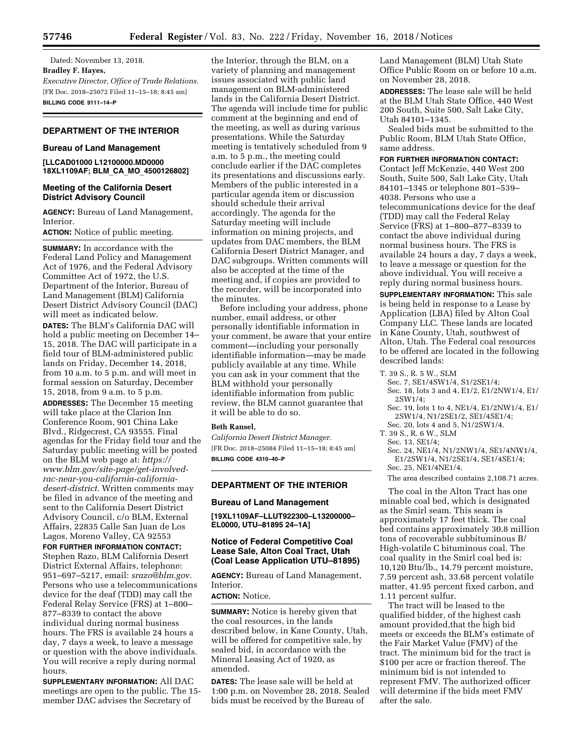Dated: November 13, 2018.

**Bradley F. Hayes,**

*Executive Director, Office of Trade Relations.*

[FR Doc. 2018–25072 Filed 11–15–18; 8:45 am]

**BILLING CODE 9111–14–P**

## DEPARTMENT OF THE INTERIOR

### Bureau of Land Management

**[LLCAD01000 L12100000.MD0000 18XL1109AF; BLM_CA_MO_4500126802]**

### Meeting of the California Desert District Advisory Council

**AGENCY:** Bureau of Land Management, Interior.

**ACTION:** Notice of public meeting.

**SUMMARY:** In accordance with the Federal Land Policy and Management Act of 1976, and the Federal Advisory Committee Act of 1972, the U.S. Department of the Interior, Bureau of Land Management (BLM) California Desert District Advisory Council (DAC) will meet as indicated below.

**DATES:** The BLM's California DAC will hold a public meeting on December 14–15, 2018. The DAC will participate in a field tour of BLM-administered public lands on Friday, December 14, 2018, from 10 a.m. to 5 p.m. and will meet in formal session on Saturday, December 15, 2018, from 9 a.m. to 5 p.m.

**ADDRESSES:** The December 15 meeting will take place at the Clarion Inn Conference Room, 901 China Lake Blvd., Ridgecrest, CA 93555. Final agendas for the Friday field tour and the Saturday public meeting will be posted on the BLM web page at: *https://www.blm.gov/site-page/get-involved-rac-near-you-california-california-desert-district.* Written comments may be filed in advance of the meeting and sent to the California Desert District Advisory Council, c/o BLM, External Affairs, 22835 Calle San Juan de Los Lagos, Moreno Valley, CA 92553

**FOR FURTHER INFORMATION CONTACT:** Stephen Razo, BLM California Desert District External Affairs, telephone: 951–697–5217, email: *srazo@blm.gov.* Persons who use a telecommunications device for the deaf (TDD) may call the Federal Relay Service (FRS) at 1–800–877–8339 to contact the above individual during normal business hours. The FRS is available 24 hours a day, 7 days a week, to leave a message or question with the above individuals. You will receive a reply during normal business hours.

**SUPPLEMENTARY INFORMATION:** All DAC meetings are open to the public. The 15-member DAC advises the Secretary of the Interior, through the BLM, on a variety of planning and management issues associated with public land management on BLM-administered lands in the California Desert District. The agenda will include time for public comment at the beginning and end of the meeting, as well as during various presentations. While the Saturday meeting is tentatively scheduled from 9 a.m. to 5 p.m., the meeting could conclude earlier if the DAC completes its presentations and discussions early. Members of the public interested in a particular agenda item or discussion should schedule their arrival accordingly. The agenda for the Saturday meeting will include information on mining projects, and updates from DAC members, the BLM California Desert District Manager, and DAC subgroups. Written comments will also be accepted at the time of the meeting and, if copies are provided to the recorder, will be incorporated into the minutes.

Before including your address, phone number, email address, or other personally identifiable information in your comment, be aware that your entire comment—including your personally identifiable information—may be made publicly available at any time. While you can ask in your comment that the BLM withhold your personally identifiable information from public review, the BLM cannot guarantee that it will be able to do so.

**Beth Ransel,**

*California Desert District Manager.*

[FR Doc. 2018–25084 Filed 11–15–18; 8:45 am]

**BILLING CODE 4310–40–P**

## DEPARTMENT OF THE INTERIOR

### Bureau of Land Management

**[19XL1109AF–LLUT922300–L13200000–EL0000, UTU–81895 24–1A]**

### Notice of Federal Competitive Coal Lease Sale, Alton Coal Tract, Utah (Coal Lease Application UTU–81895)

**AGENCY:** Bureau of Land Management, Interior.

**ACTION:** Notice.

**SUMMARY:** Notice is hereby given that the coal resources, in the lands described below, in Kane County, Utah, will be offered for competitive sale, by sealed bid, in accordance with the Mineral Leasing Act of 1920, as amended.

**DATES:** The lease sale will be held at 1:00 p.m. on November 28, 2018. Sealed bids must be received by the Bureau of Land Management (BLM) Utah State Office Public Room on or before 10 a.m. on November 28, 2018.

**ADDRESSES:** The lease sale will be held at the BLM Utah State Office, 440 West 200 South, Suite 500, Salt Lake City, Utah 84101–1345.

Sealed bids must be submitted to the Public Room, BLM Utah State Office, same address.

**FOR FURTHER INFORMATION CONTACT:** Contact Jeff McKenzie, 440 West 200 South, Suite 500, Salt Lake City, Utah 84101–1345 or telephone 801–539–4038. Persons who use a telecommunications device for the deaf (TDD) may call the Federal Relay Service (FRS) at 1–800–877–8339 to contact the above individual during normal business hours. The FRS is available 24 hours a day, 7 days a week, to leave a message or question for the above individual. You will receive a reply during normal business hours.

**SUPPLEMENTARY INFORMATION:** This sale is being held in response to a Lease by Application (LBA) filed by Alton Coal Company LLC. These lands are located in Kane County, Utah, southwest of Alton, Utah. The Federal coal resources to be offered are located in the following described lands:

T. 39 S., R. 5 W., SLM
- Sec. 7, SE1/4SW1/4, S1/2SE1/4;
- Sec. 18, lots 3 and 4, E1/2, E1/2NW1/4, E1/2SW1/4;
- Sec. 19, lots 1 to 4, NE1/4, E1/2NW1/4, E1/2SW1/4, N1/2SE1/2, SE1/4SE1/4;
- Sec. 20, lots 4 and 5, N1/2SW1/4.

T. 39 S., R. 6 W., SLM
- Sec. 13, SE1/4;
- Sec. 24, NE1/4, N1/2NW1/4, SE1/4NW1/4, E1/2SW1/4, N1/2SE1/4, SE1/4SE1/4;
- Sec. 25, NE1/4NE1/4.

The area described contains 2,108.71 acres.

The coal in the Alton Tract has one minable coal bed, which is designated as the Smirl seam. This seam is approximately 17 feet thick. The coal bed contains approximately 30.8 million tons of recoverable subbituminous B/High-volatile C bituminous coal. The coal quality in the Smirl coal bed is: 10,120 Btu/lb., 14.79 percent moisture, 7.59 percent ash, 33.68 percent volatile matter, 41.95 percent fixed carbon, and 1.11 percent sulfur.

The tract will be leased to the qualified bidder, of the highest cash amount provided,that the high bid meets or exceeds the BLM's estimate of the Fair Market Value (FMV) of the tract. The minimum bid for the tract is $100 per acre or fraction thereof. The minimum bid is not intended to represent FMV. The authorized officer will determine if the bids meet FMV after the sale.